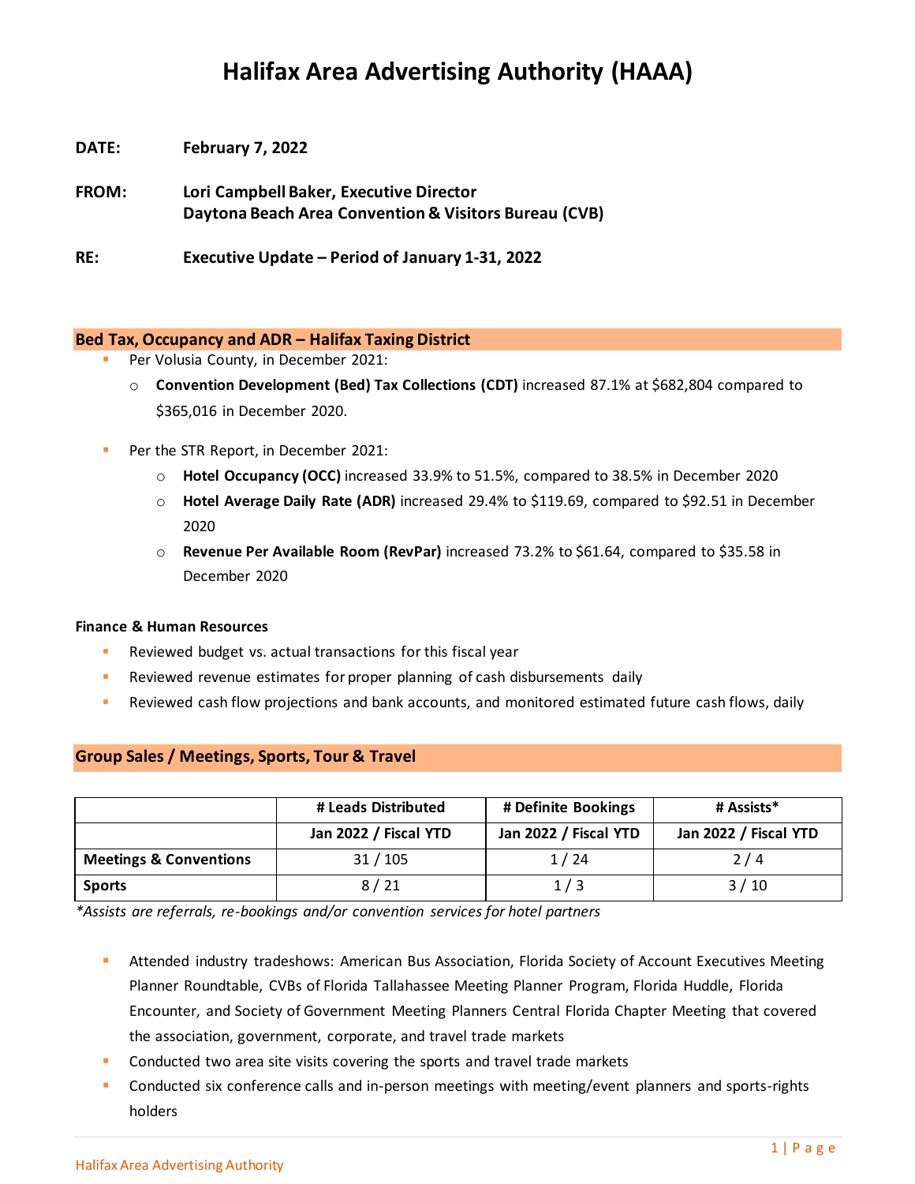# Halifax Area Advertising Authority (HAAA)

**DATE:** February 7, 2022

**FROM:** Lori Campbell Baker, Executive Director
Daytona Beach Area Convention & Visitors Bureau (CVB)

**RE:** Executive Update – Period of January 1-31, 2022

## Bed Tax, Occupancy and ADR – Halifax Taxing District

- Per Volusia County, in December 2021:
  - **Convention Development (Bed) Tax Collections (CDT)** increased 87.1% at $682,804 compared to $365,016 in December 2020.

- Per the STR Report, in December 2021:
  - **Hotel Occupancy (OCC)** increased 33.9% to 51.5%, compared to 38.5% in December 2020
  - **Hotel Average Daily Rate (ADR)** increased 29.4% to $119.69, compared to $92.51 in December 2020
  - **Revenue Per Available Room (RevPar)** increased 73.2% to $61.64, compared to $35.58 in December 2020

### Finance & Human Resources

- Reviewed budget vs. actual transactions for this fiscal year
- Reviewed revenue estimates for proper planning of cash disbursements daily
- Reviewed cash flow projections and bank accounts, and monitored estimated future cash flows, daily

## Group Sales / Meetings, Sports, Tour & Travel

| | # Leads Distributed | # Definite Bookings | # Assists* |
|---|---|---|---|
| | Jan 2022 / Fiscal YTD | Jan 2022 / Fiscal YTD | Jan 2022 / Fiscal YTD |
| **Meetings & Conventions** | 31 / 105 | 1 / 24 | 2 / 4 |
| **Sports** | 8 / 21 | 1 / 3 | 3 / 10 |

*\*Assists are referrals, re-bookings and/or convention services for hotel partners*

- Attended industry tradeshows: American Bus Association, Florida Society of Account Executives Meeting Planner Roundtable, CVBs of Florida Tallahassee Meeting Planner Program, Florida Huddle, Florida Encounter, and Society of Government Meeting Planners Central Florida Chapter Meeting that covered the association, government, corporate, and travel trade markets
- Conducted two area site visits covering the sports and travel trade markets
- Conducted six conference calls and in-person meetings with meeting/event planners and sports-rights holders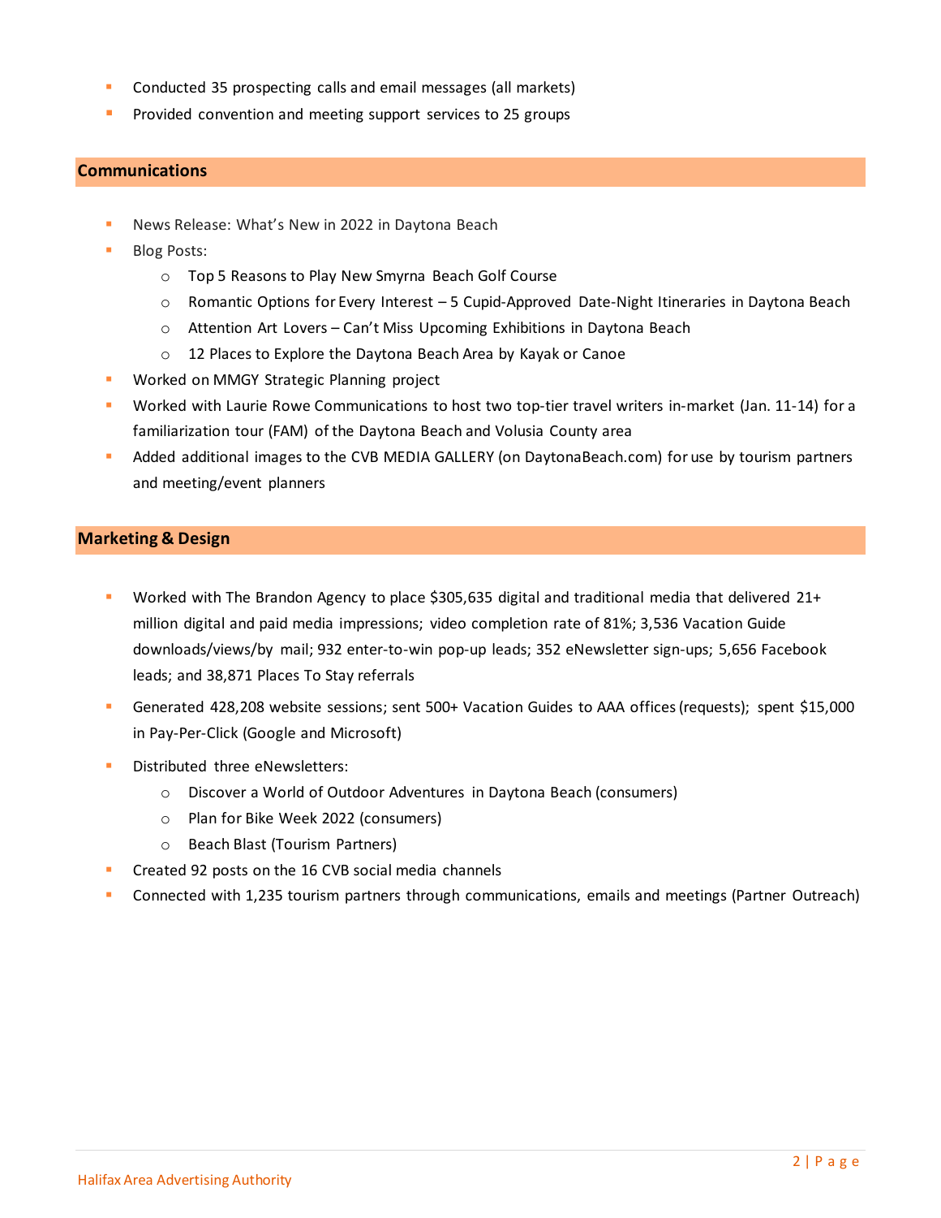- Conducted 35 prospecting calls and email messages (all markets)
- Provided convention and meeting support services to 25 groups

## Communications

- News Release: What's New in 2022 in Daytona Beach
- Blog Posts:
  - Top 5 Reasons to Play New Smyrna Beach Golf Course
  - Romantic Options for Every Interest – 5 Cupid-Approved Date-Night Itineraries in Daytona Beach
  - Attention Art Lovers – Can't Miss Upcoming Exhibitions in Daytona Beach
  - 12 Places to Explore the Daytona Beach Area by Kayak or Canoe
- Worked on MMGY Strategic Planning project
- Worked with Laurie Rowe Communications to host two top-tier travel writers in-market (Jan. 11-14) for a familiarization tour (FAM) of the Daytona Beach and Volusia County area
- Added additional images to the CVB MEDIA GALLERY (on DaytonaBeach.com) for use by tourism partners and meeting/event planners

## Marketing & Design

- Worked with The Brandon Agency to place $305,635 digital and traditional media that delivered 21+ million digital and paid media impressions; video completion rate of 81%; 3,536 Vacation Guide downloads/views/by mail; 932 enter-to-win pop-up leads; 352 eNewsletter sign-ups; 5,656 Facebook leads; and 38,871 Places To Stay referrals
- Generated 428,208 website sessions; sent 500+ Vacation Guides to AAA offices (requests); spent $15,000 in Pay-Per-Click (Google and Microsoft)
- Distributed three eNewsletters:
  - Discover a World of Outdoor Adventures in Daytona Beach (consumers)
  - Plan for Bike Week 2022 (consumers)
  - Beach Blast (Tourism Partners)
- Created 92 posts on the 16 CVB social media channels
- Connected with 1,235 tourism partners through communications, emails and meetings (Partner Outreach)